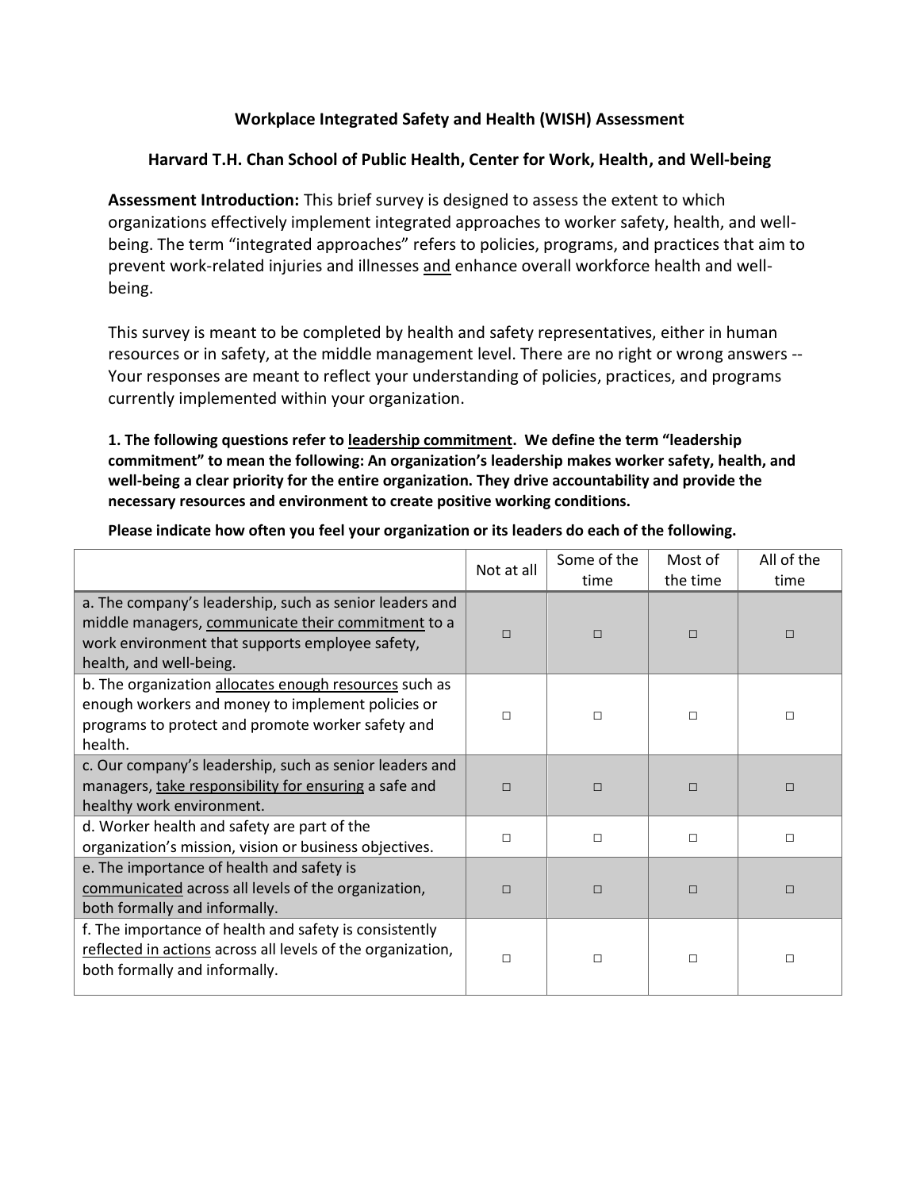**Workplace Integrated Safety and Health (WISH) Assessment**

**Harvard T.H. Chan School of Public Health, Center for Work, Health, and Well-being**

**Assessment Introduction:** This brief survey is designed to assess the extent to which organizations effectively implement integrated approaches to worker safety, health, and well-being. The term "integrated approaches" refers to policies, programs, and practices that aim to prevent work-related injuries and illnesses <u>and</u> enhance overall workforce health and well-being.

This survey is meant to be completed by health and safety representatives, either in human resources or in safety, at the middle management level. There are no right or wrong answers -- Your responses are meant to reflect your understanding of policies, practices, and programs currently implemented within your organization.

**1. The following questions refer to <u>leadership commitment</u>. We define the term "leadership commitment" to mean the following: An organization's leadership makes worker safety, health, and well-being a clear priority for the entire organization. They drive accountability and provide the necessary resources and environment to create positive working conditions.**

**Please indicate how often you feel your organization or its leaders do each of the following.**

| | Not at all | Some of the time | Most of the time | All of the time |
|---|---|---|---|---|
| a. The company's leadership, such as senior leaders and middle managers, <u>communicate their commitment</u> to a work environment that supports employee safety, health, and well-being. | □ | □ | □ | □ |
| b. The organization <u>allocates enough resources</u> such as enough workers and money to implement policies or programs to protect and promote worker safety and health. | □ | □ | □ | □ |
| c. Our company's leadership, such as senior leaders and managers, <u>take responsibility for ensuring</u> a safe and healthy work environment. | □ | □ | □ | □ |
| d. Worker health and safety are part of the organization's mission, vision or business objectives. | □ | □ | □ | □ |
| e. The importance of health and safety is <u>communicated</u> across all levels of the organization, both formally and informally. | □ | □ | □ | □ |
| f. The importance of health and safety is consistently <u>reflected in actions</u> across all levels of the organization, both formally and informally. | □ | □ | □ | □ |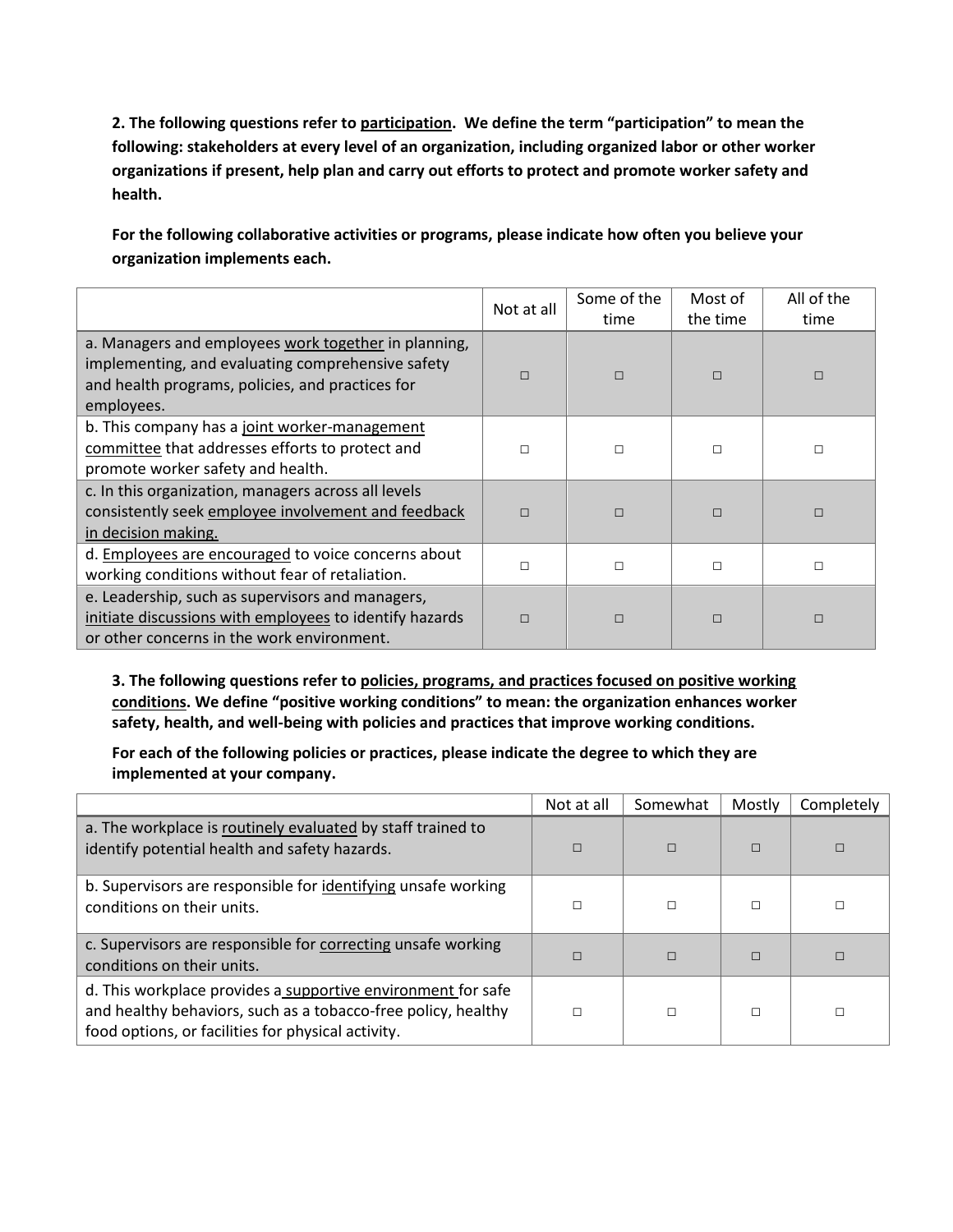**2. The following questions refer to <u>participation</u>. We define the term "participation" to mean the following: stakeholders at every level of an organization, including organized labor or other worker organizations if present, help plan and carry out efforts to protect and promote worker safety and health.**

**For the following collaborative activities or programs, please indicate how often you believe your organization implements each.**

| | Not at all | Some of the time | Most of the time | All of the time |
|---|---|---|---|---|
| a. Managers and employees <u>work together</u> in planning, implementing, and evaluating comprehensive safety and health programs, policies, and practices for employees. | □ | □ | □ | □ |
| b. This company has a <u>joint worker-management committee</u> that addresses efforts to protect and promote worker safety and health. | □ | □ | □ | □ |
| c. In this organization, managers across all levels consistently seek <u>employee involvement and feedback in decision making.</u> | □ | □ | □ | □ |
| d. <u>Employees are encouraged</u> to voice concerns about working conditions without fear of retaliation. | □ | □ | □ | □ |
| e. Leadership, such as supervisors and managers, <u>initiate discussions with employees</u> to identify hazards or other concerns in the work environment. | □ | □ | □ | □ |

**3. The following questions refer to <u>policies, programs, and practices focused on positive working conditions</u>. We define "positive working conditions" to mean: the organization enhances worker safety, health, and well-being with policies and practices that improve working conditions.**

**For each of the following policies or practices, please indicate the degree to which they are implemented at your company.**

| | Not at all | Somewhat | Mostly | Completely |
|---|---|---|---|---|
| a. The workplace is <u>routinely evaluated</u> by staff trained to identify potential health and safety hazards. | □ | □ | □ | □ |
| b. Supervisors are responsible for <u>identifying</u> unsafe working conditions on their units. | □ | □ | □ | □ |
| c. Supervisors are responsible for <u>correcting</u> unsafe working conditions on their units. | □ | □ | □ | □ |
| d. This workplace provides a <u>supportive environment</u> for safe and healthy behaviors, such as a tobacco-free policy, healthy food options, or facilities for physical activity. | □ | □ | □ | □ |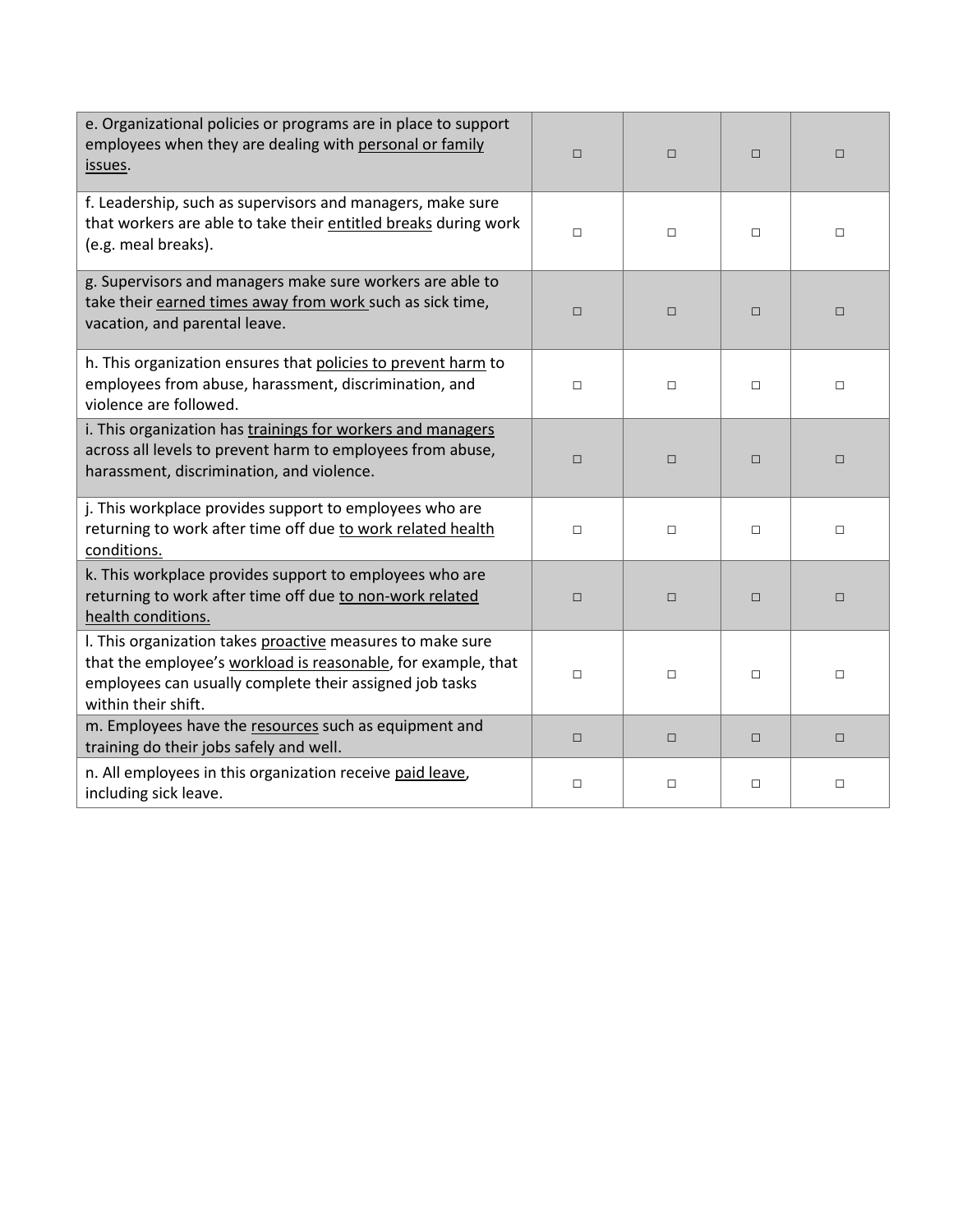| | | | | |
|---|---|---|---|---|
| e. Organizational policies or programs are in place to support employees when they are dealing with personal or family issues. | □ | □ | □ | □ |
| f. Leadership, such as supervisors and managers, make sure that workers are able to take their entitled breaks during work (e.g. meal breaks). | □ | □ | □ | □ |
| g. Supervisors and managers make sure workers are able to take their earned times away from work such as sick time, vacation, and parental leave. | □ | □ | □ | □ |
| h. This organization ensures that policies to prevent harm to employees from abuse, harassment, discrimination, and violence are followed. | □ | □ | □ | □ |
| i. This organization has trainings for workers and managers across all levels to prevent harm to employees from abuse, harassment, discrimination, and violence. | □ | □ | □ | □ |
| j. This workplace provides support to employees who are returning to work after time off due to work related health conditions. | □ | □ | □ | □ |
| k. This workplace provides support to employees who are returning to work after time off due to non-work related health conditions. | □ | □ | □ | □ |
| l. This organization takes proactive measures to make sure that the employee's workload is reasonable, for example, that employees can usually complete their assigned job tasks within their shift. | □ | □ | □ | □ |
| m. Employees have the resources such as equipment and training do their jobs safely and well. | □ | □ | □ | □ |
| n. All employees in this organization receive paid leave, including sick leave. | □ | □ | □ | □ |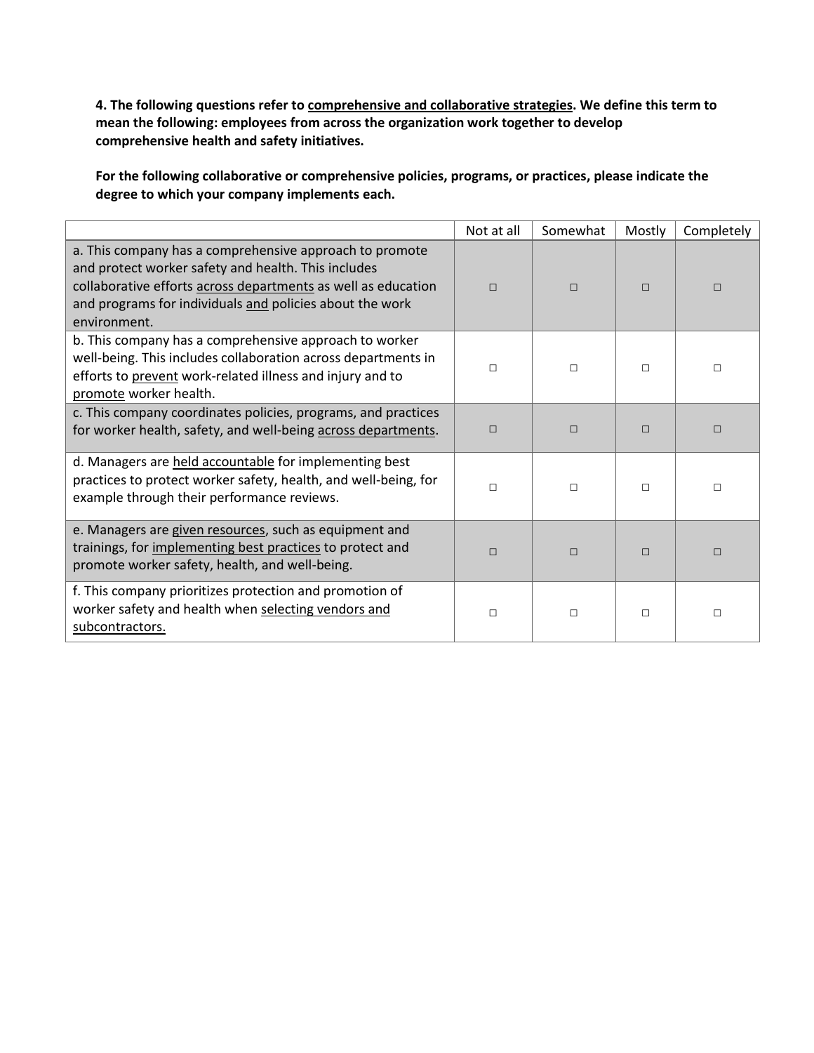**4. The following questions refer to <u>comprehensive and collaborative strategies</u>. We define this term to mean the following: employees from across the organization work together to develop comprehensive health and safety initiatives.**

**For the following collaborative or comprehensive policies, programs, or practices, please indicate the degree to which your company implements each.**

| | Not at all | Somewhat | Mostly | Completely |
|---|---|---|---|---|
| a. This company has a comprehensive approach to promote and protect worker safety and health. This includes collaborative efforts <u>across departments</u> as well as education and programs for individuals <u>and</u> policies about the work environment. | □ | □ | □ | □ |
| b. This company has a comprehensive approach to worker well-being. This includes collaboration across departments in efforts to <u>prevent</u> work-related illness and injury and to <u>promote</u> worker health. | □ | □ | □ | □ |
| c. This company coordinates policies, programs, and practices for worker health, safety, and well-being <u>across departments</u>. | □ | □ | □ | □ |
| d. Managers are <u>held accountable</u> for implementing best practices to protect worker safety, health, and well-being, for example through their performance reviews. | □ | □ | □ | □ |
| e. Managers are <u>given resources</u>, such as equipment and trainings, for <u>implementing best practices</u> to protect and promote worker safety, health, and well-being. | □ | □ | □ | □ |
| f. This company prioritizes protection and promotion of worker safety and health when <u>selecting vendors and subcontractors.</u> | □ | □ | □ | □ |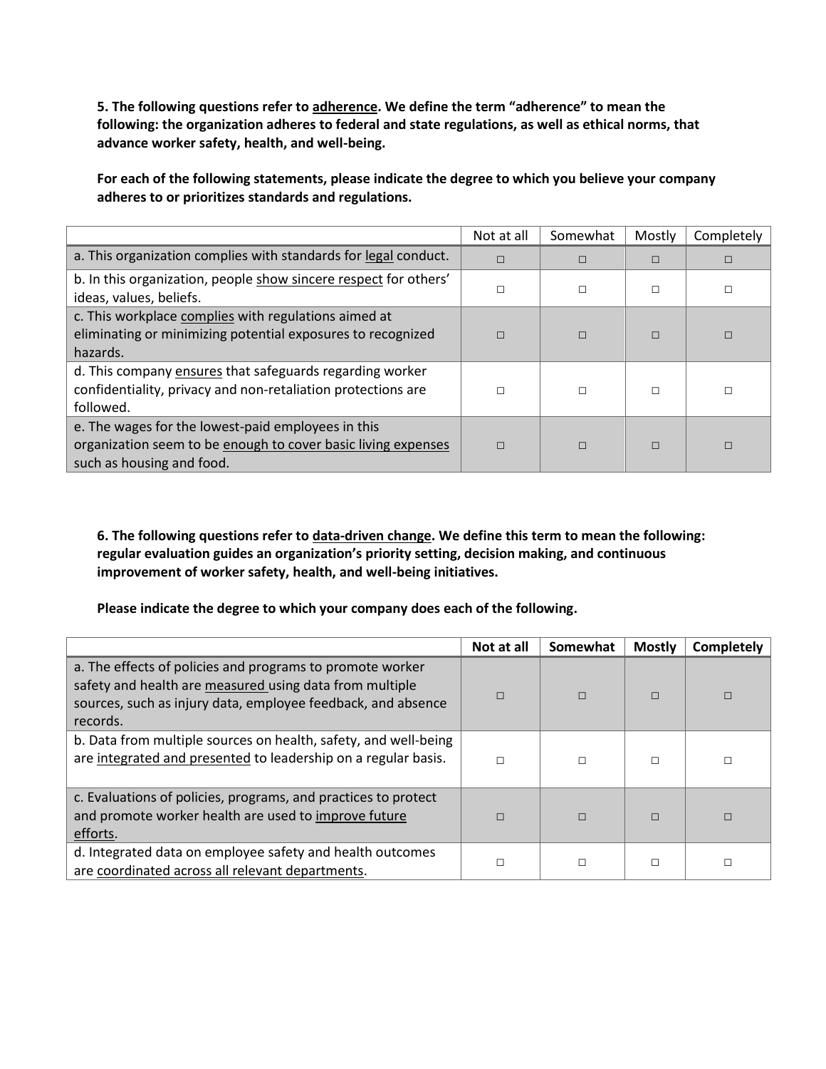**5. The following questions refer to <u>adherence</u>. We define the term "adherence" to mean the following: the organization adheres to federal and state regulations, as well as ethical norms, that advance worker safety, health, and well-being.**

**For each of the following statements, please indicate the degree to which you believe your company adheres to or prioritizes standards and regulations.**

| | Not at all | Somewhat | Mostly | Completely |
|---|---|---|---|---|
| a. This organization complies with standards for <u>legal</u> conduct. | □ | □ | □ | □ |
| b. In this organization, people <u>show sincere respect</u> for others' ideas, values, beliefs. | □ | □ | □ | □ |
| c. This workplace <u>complies</u> with regulations aimed at eliminating or minimizing potential exposures to recognized hazards. | □ | □ | □ | □ |
| d. This company <u>ensures</u> that safeguards regarding worker confidentiality, privacy and non-retaliation protections are followed. | □ | □ | □ | □ |
| e. The wages for the lowest-paid employees in this organization seem to be <u>enough to cover basic living expenses</u> such as housing and food. | □ | □ | □ | □ |

**6. The following questions refer to <u>data-driven change</u>. We define this term to mean the following: regular evaluation guides an organization's priority setting, decision making, and continuous improvement of worker safety, health, and well-being initiatives.**

**Please indicate the degree to which your company does each of the following.**

| | **Not at all** | **Somewhat** | **Mostly** | **Completely** |
|---|---|---|---|---|
| a. The effects of policies and programs to promote worker safety and health are <u>measured</u> using data from multiple sources, such as injury data, employee feedback, and absence records. | □ | □ | □ | □ |
| b. Data from multiple sources on health, safety, and well-being are <u>integrated and presented</u> to leadership on a regular basis. | □ | □ | □ | □ |
| c. Evaluations of policies, programs, and practices to protect and promote worker health are used to <u>improve future efforts</u>. | □ | □ | □ | □ |
| d. Integrated data on employee safety and health outcomes are <u>coordinated across all relevant departments</u>. | □ | □ | □ | □ |